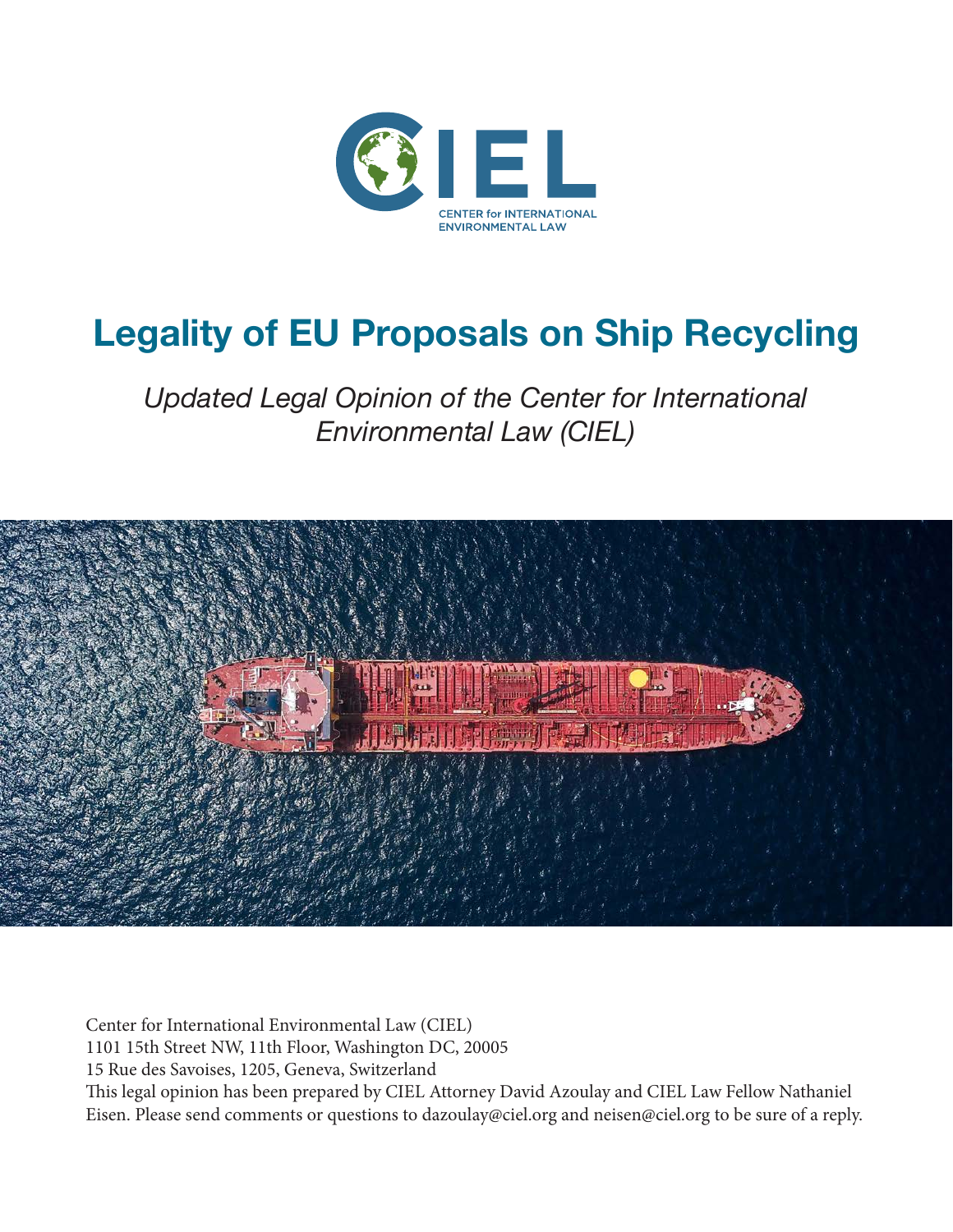CIEL

CENTER for INTERNATIONAL ENVIRONMENTAL LAW

# Legality of EU Proposals on Ship Recycling

*Updated Legal Opinion of the Center for International Environmental Law (CIEL)*

Center for International Environmental Law (CIEL)
1101 15th Street NW, 11th Floor, Washington DC, 20005
15 Rue des Savoises, 1205, Geneva, Switzerland
This legal opinion has been prepared by CIEL Attorney David Azoulay and CIEL Law Fellow Nathaniel Eisen. Please send comments or questions to dazoulay@ciel.org and neisen@ciel.org to be sure of a reply.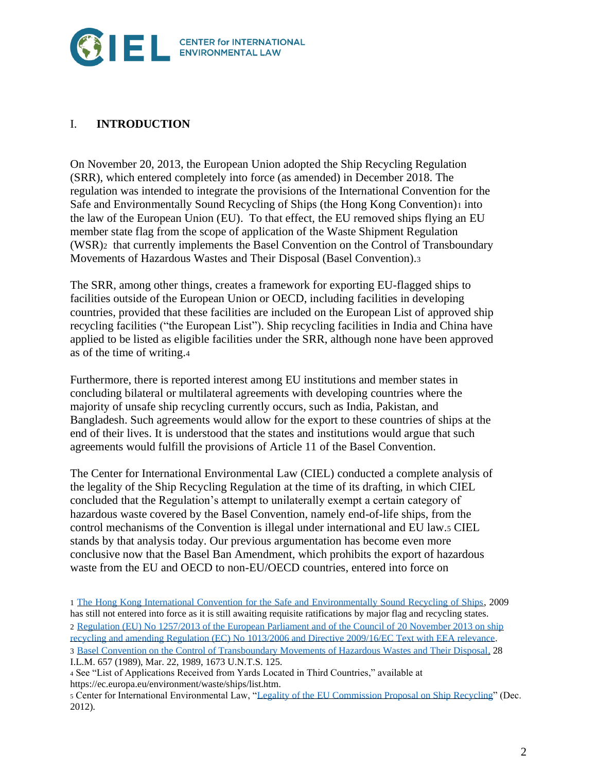## I. INTRODUCTION

On November 20, 2013, the European Union adopted the Ship Recycling Regulation (SRR), which entered completely into force (as amended) in December 2018. The regulation was intended to integrate the provisions of the International Convention for the Safe and Environmentally Sound Recycling of Ships (the Hong Kong Convention)[1] into the law of the European Union (EU). To that effect, the EU removed ships flying an EU member state flag from the scope of application of the Waste Shipment Regulation (WSR)[2] that currently implements the Basel Convention on the Control of Transboundary Movements of Hazardous Wastes and Their Disposal (Basel Convention).[3]

The SRR, among other things, creates a framework for exporting EU-flagged ships to facilities outside of the European Union or OECD, including facilities in developing countries, provided that these facilities are included on the European List of approved ship recycling facilities ("the European List"). Ship recycling facilities in India and China have applied to be listed as eligible facilities under the SRR, although none have been approved as of the time of writing.[4]

Furthermore, there is reported interest among EU institutions and member states in concluding bilateral or multilateral agreements with developing countries where the majority of unsafe ship recycling currently occurs, such as India, Pakistan, and Bangladesh. Such agreements would allow for the export to these countries of ships at the end of their lives. It is understood that the states and institutions would argue that such agreements would fulfill the provisions of Article 11 of the Basel Convention.

The Center for International Environmental Law (CIEL) conducted a complete analysis of the legality of the Ship Recycling Regulation at the time of its drafting, in which CIEL concluded that the Regulation's attempt to unilaterally exempt a certain category of hazardous waste covered by the Basel Convention, namely end-of-life ships, from the control mechanisms of the Convention is illegal under international and EU law.[5] CIEL stands by that analysis today. Our previous argumentation has become even more conclusive now that the Basel Ban Amendment, which prohibits the export of hazardous waste from the EU and OECD to non-EU/OECD countries, entered into force on

---

[1] The Hong Kong International Convention for the Safe and Environmentally Sound Recycling of Ships, 2009 has still not entered into force as it is still awaiting requisite ratifications by major flag and recycling states.

[2] Regulation (EU) No 1257/2013 of the European Parliament and of the Council of 20 November 2013 on ship recycling and amending Regulation (EC) No 1013/2006 and Directive 2009/16/EC Text with EEA relevance.

[3] Basel Convention on the Control of Transboundary Movements of Hazardous Wastes and Their Disposal, 28 I.L.M. 657 (1989), Mar. 22, 1989, 1673 U.N.T.S. 125.

[4] See "List of Applications Received from Yards Located in Third Countries," available at https://ec.europa.eu/environment/waste/ships/list.htm.

[5] Center for International Environmental Law, "Legality of the EU Commission Proposal on Ship Recycling" (Dec. 2012).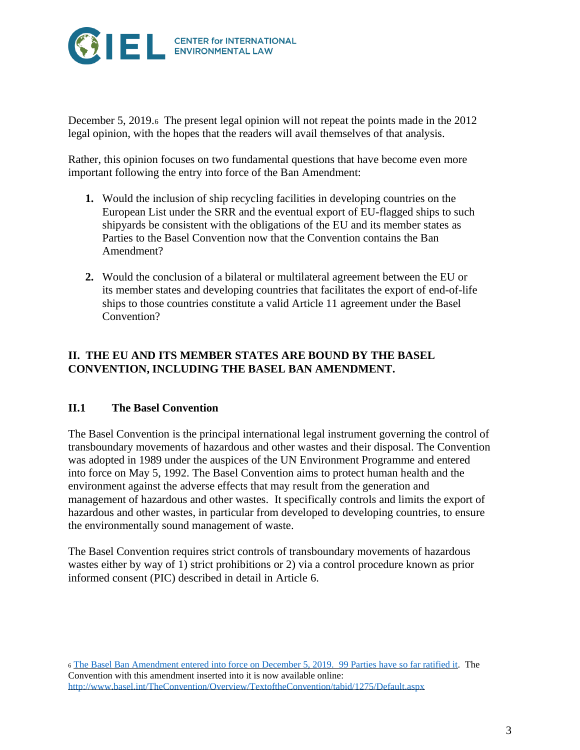December 5, 2019.[6] The present legal opinion will not repeat the points made in the 2012 legal opinion, with the hopes that the readers will avail themselves of that analysis.

Rather, this opinion focuses on two fundamental questions that have become even more important following the entry into force of the Ban Amendment:

1. Would the inclusion of ship recycling facilities in developing countries on the European List under the SRR and the eventual export of EU-flagged ships to such shipyards be consistent with the obligations of the EU and its member states as Parties to the Basel Convention now that the Convention contains the Ban Amendment?

2. Would the conclusion of a bilateral or multilateral agreement between the EU or its member states and developing countries that facilitates the export of end-of-life ships to those countries constitute a valid Article 11 agreement under the Basel Convention?

## II. THE EU AND ITS MEMBER STATES ARE BOUND BY THE BASEL CONVENTION, INCLUDING THE BASEL BAN AMENDMENT.

### II.1 The Basel Convention

The Basel Convention is the principal international legal instrument governing the control of transboundary movements of hazardous and other wastes and their disposal. The Convention was adopted in 1989 under the auspices of the UN Environment Programme and entered into force on May 5, 1992. The Basel Convention aims to protect human health and the environment against the adverse effects that may result from the generation and management of hazardous and other wastes. It specifically controls and limits the export of hazardous and other wastes, in particular from developed to developing countries, to ensure the environmentally sound management of waste.

The Basel Convention requires strict controls of transboundary movements of hazardous wastes either by way of 1) strict prohibitions or 2) via a control procedure known as prior informed consent (PIC) described in detail in Article 6.

---

[6] The Basel Ban Amendment entered into force on December 5, 2019. 99 Parties have so far ratified it. The Convention with this amendment inserted into it is now available online: http://www.basel.int/TheConvention/Overview/TextoftheConvention/tabid/1275/Default.aspx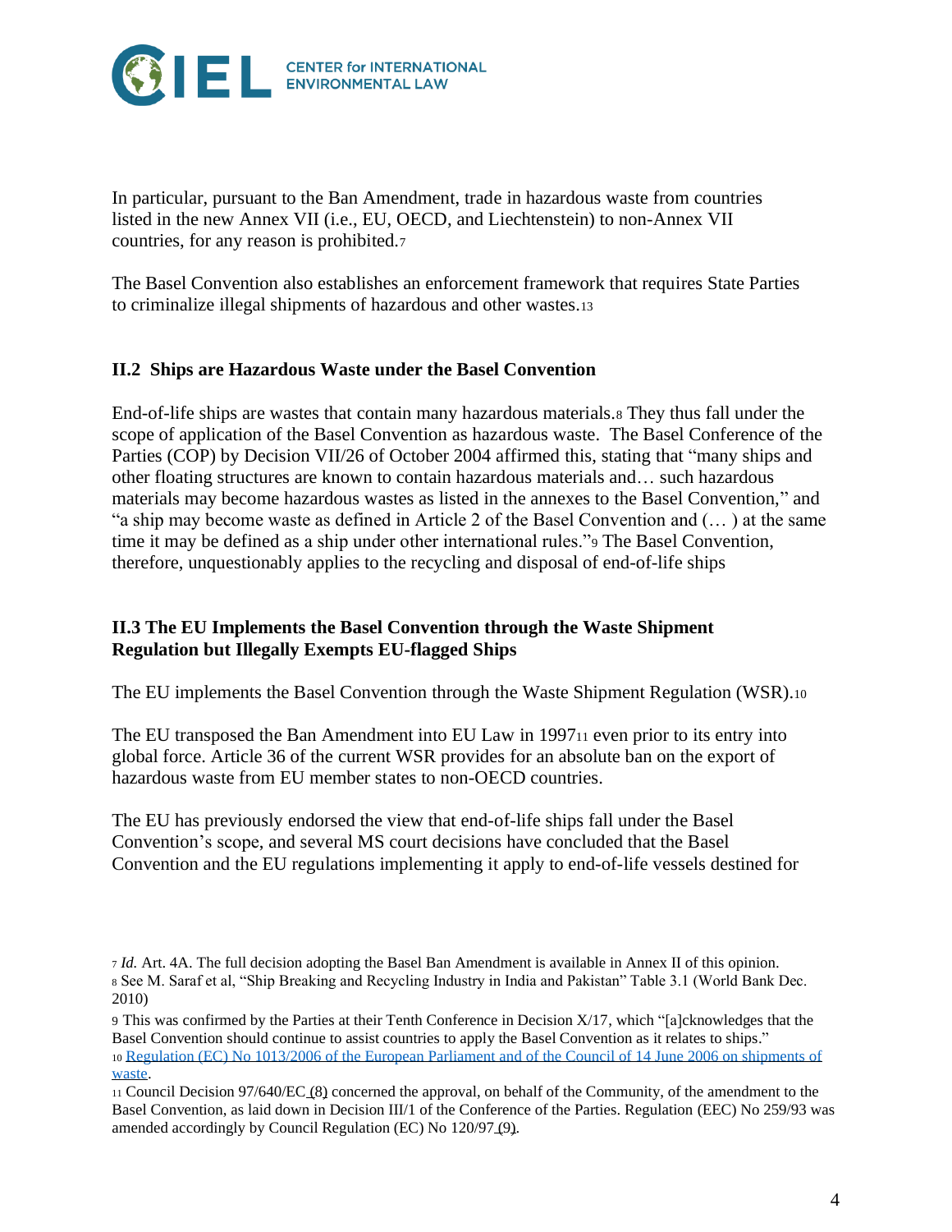In particular, pursuant to the Ban Amendment, trade in hazardous waste from countries listed in the new Annex VII (i.e., EU, OECD, and Liechtenstein) to non-Annex VII countries, for any reason is prohibited.[7]

The Basel Convention also establishes an enforcement framework that requires State Parties to criminalize illegal shipments of hazardous and other wastes.[13]

### II.2 Ships are Hazardous Waste under the Basel Convention

End-of-life ships are wastes that contain many hazardous materials.[8] They thus fall under the scope of application of the Basel Convention as hazardous waste. The Basel Conference of the Parties (COP) by Decision VII/26 of October 2004 affirmed this, stating that "many ships and other floating structures are known to contain hazardous materials and… such hazardous materials may become hazardous wastes as listed in the annexes to the Basel Convention," and "a ship may become waste as defined in Article 2 of the Basel Convention and (… ) at the same time it may be defined as a ship under other international rules."[9] The Basel Convention, therefore, unquestionably applies to the recycling and disposal of end-of-life ships

### II.3 The EU Implements the Basel Convention through the Waste Shipment Regulation but Illegally Exempts EU-flagged Ships

The EU implements the Basel Convention through the Waste Shipment Regulation (WSR).[10]

The EU transposed the Ban Amendment into EU Law in 1997[11] even prior to its entry into global force. Article 36 of the current WSR provides for an absolute ban on the export of hazardous waste from EU member states to non-OECD countries.

The EU has previously endorsed the view that end-of-life ships fall under the Basel Convention's scope, and several MS court decisions have concluded that the Basel Convention and the EU regulations implementing it apply to end-of-life vessels destined for

---

[7] *Id.* Art. 4A. The full decision adopting the Basel Ban Amendment is available in Annex II of this opinion.

[8] See M. Saraf et al, "Ship Breaking and Recycling Industry in India and Pakistan" Table 3.1 (World Bank Dec. 2010)

[9] This was confirmed by the Parties at their Tenth Conference in Decision X/17, which "[a]cknowledges that the Basel Convention should continue to assist countries to apply the Basel Convention as it relates to ships."

[10] Regulation (EC) No 1013/2006 of the European Parliament and of the Council of 14 June 2006 on shipments of waste.

[11] Council Decision 97/640/EC (8) concerned the approval, on behalf of the Community, of the amendment to the Basel Convention, as laid down in Decision III/1 of the Conference of the Parties. Regulation (EEC) No 259/93 was amended accordingly by Council Regulation (EC) No 120/97 (9).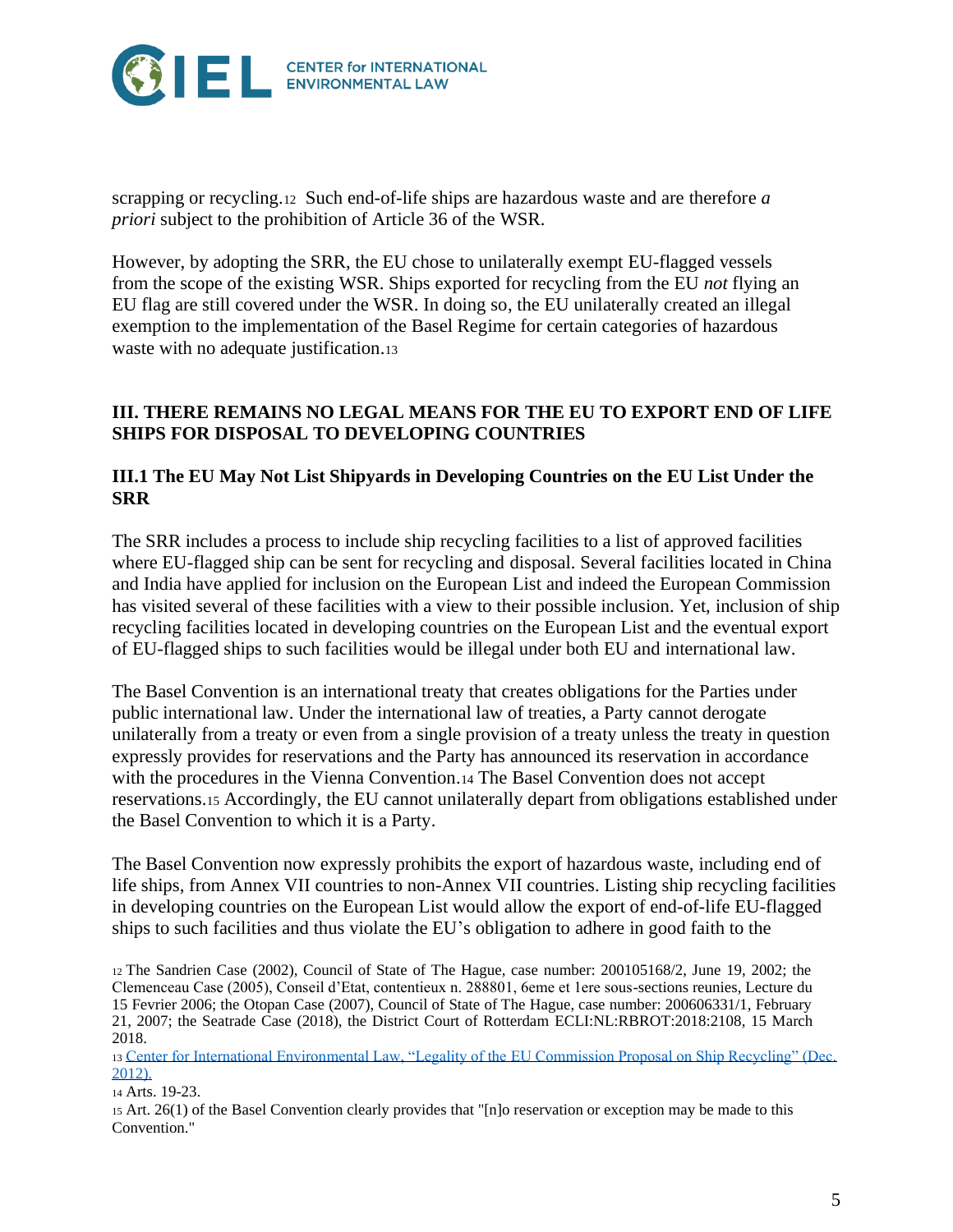scrapping or recycling.[12] Such end-of-life ships are hazardous waste and are therefore *a priori* subject to the prohibition of Article 36 of the WSR.

However, by adopting the SRR, the EU chose to unilaterally exempt EU-flagged vessels from the scope of the existing WSR. Ships exported for recycling from the EU *not* flying an EU flag are still covered under the WSR. In doing so, the EU unilaterally created an illegal exemption to the implementation of the Basel Regime for certain categories of hazardous waste with no adequate justification.[13]

## III. THERE REMAINS NO LEGAL MEANS FOR THE EU TO EXPORT END OF LIFE SHIPS FOR DISPOSAL TO DEVELOPING COUNTRIES

### III.1 The EU May Not List Shipyards in Developing Countries on the EU List Under the SRR

The SRR includes a process to include ship recycling facilities to a list of approved facilities where EU-flagged ship can be sent for recycling and disposal. Several facilities located in China and India have applied for inclusion on the European List and indeed the European Commission has visited several of these facilities with a view to their possible inclusion. Yet, inclusion of ship recycling facilities located in developing countries on the European List and the eventual export of EU-flagged ships to such facilities would be illegal under both EU and international law.

The Basel Convention is an international treaty that creates obligations for the Parties under public international law. Under the international law of treaties, a Party cannot derogate unilaterally from a treaty or even from a single provision of a treaty unless the treaty in question expressly provides for reservations and the Party has announced its reservation in accordance with the procedures in the Vienna Convention.[14] The Basel Convention does not accept reservations.[15] Accordingly, the EU cannot unilaterally depart from obligations established under the Basel Convention to which it is a Party.

The Basel Convention now expressly prohibits the export of hazardous waste, including end of life ships, from Annex VII countries to non-Annex VII countries. Listing ship recycling facilities in developing countries on the European List would allow the export of end-of-life EU-flagged ships to such facilities and thus violate the EU's obligation to adhere in good faith to the

---

[12] The Sandrien Case (2002), Council of State of The Hague, case number: 200105168/2, June 19, 2002; the Clemenceau Case (2005), Conseil d'Etat, contentieux n. 288801, 6eme et 1ere sous-sections reunies, Lecture du 15 Fevrier 2006; the Otopan Case (2007), Council of State of The Hague, case number: 200606331/1, February 21, 2007; the Seatrade Case (2018), the District Court of Rotterdam ECLI:NL:RBROT:2018:2108, 15 March 2018.

[13] Center for International Environmental Law, "Legality of the EU Commission Proposal on Ship Recycling" (Dec. 2012).

[14] Arts. 19-23.

[15] Art. 26(1) of the Basel Convention clearly provides that "[n]o reservation or exception may be made to this Convention."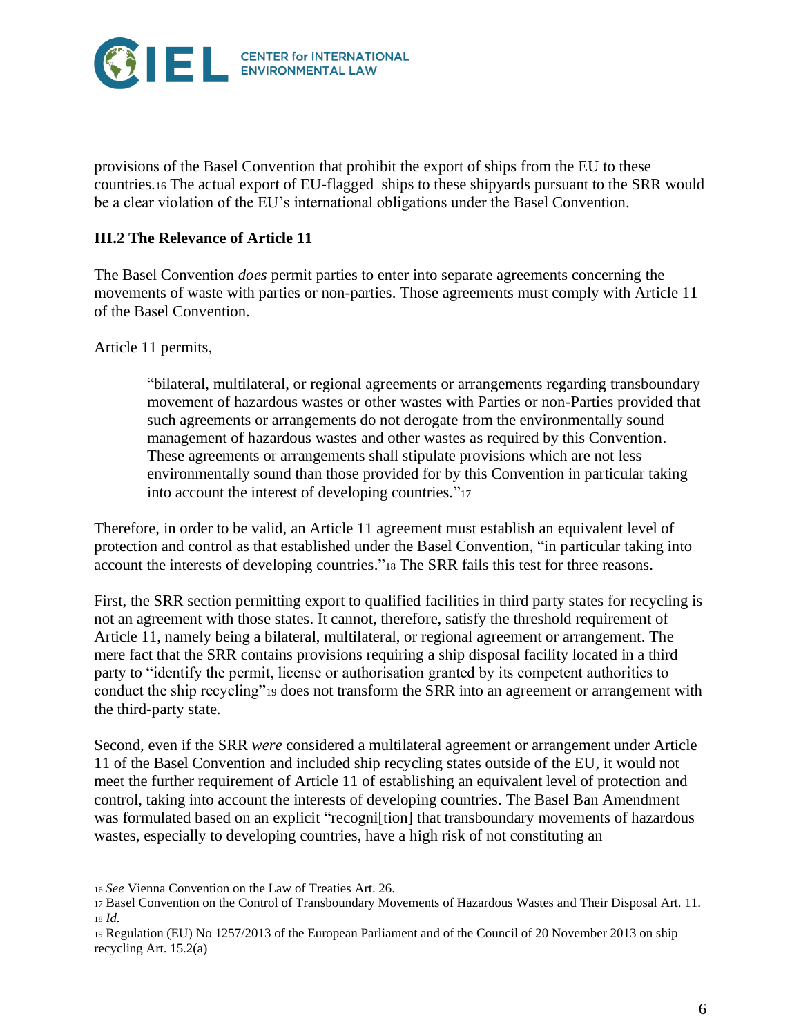provisions of the Basel Convention that prohibit the export of ships from the EU to these countries.[16] The actual export of EU-flagged ships to these shipyards pursuant to the SRR would be a clear violation of the EU's international obligations under the Basel Convention.

### III.2 The Relevance of Article 11

The Basel Convention *does* permit parties to enter into separate agreements concerning the movements of waste with parties or non-parties. Those agreements must comply with Article 11 of the Basel Convention.

Article 11 permits,

> "bilateral, multilateral, or regional agreements or arrangements regarding transboundary movement of hazardous wastes or other wastes with Parties or non-Parties provided that such agreements or arrangements do not derogate from the environmentally sound management of hazardous wastes and other wastes as required by this Convention. These agreements or arrangements shall stipulate provisions which are not less environmentally sound than those provided for by this Convention in particular taking into account the interest of developing countries."[17]

Therefore, in order to be valid, an Article 11 agreement must establish an equivalent level of protection and control as that established under the Basel Convention, "in particular taking into account the interests of developing countries."[18] The SRR fails this test for three reasons.

First, the SRR section permitting export to qualified facilities in third party states for recycling is not an agreement with those states. It cannot, therefore, satisfy the threshold requirement of Article 11, namely being a bilateral, multilateral, or regional agreement or arrangement. The mere fact that the SRR contains provisions requiring a ship disposal facility located in a third party to "identify the permit, license or authorisation granted by its competent authorities to conduct the ship recycling"[19] does not transform the SRR into an agreement or arrangement with the third-party state.

Second, even if the SRR *were* considered a multilateral agreement or arrangement under Article 11 of the Basel Convention and included ship recycling states outside of the EU, it would not meet the further requirement of Article 11 of establishing an equivalent level of protection and control, taking into account the interests of developing countries. The Basel Ban Amendment was formulated based on an explicit "recogni[tion] that transboundary movements of hazardous wastes, especially to developing countries, have a high risk of not constituting an

---

[16] *See* Vienna Convention on the Law of Treaties Art. 26.

[17] Basel Convention on the Control of Transboundary Movements of Hazardous Wastes and Their Disposal Art. 11.

[18] *Id.*

[19] Regulation (EU) No 1257/2013 of the European Parliament and of the Council of 20 November 2013 on ship recycling Art. 15.2(a)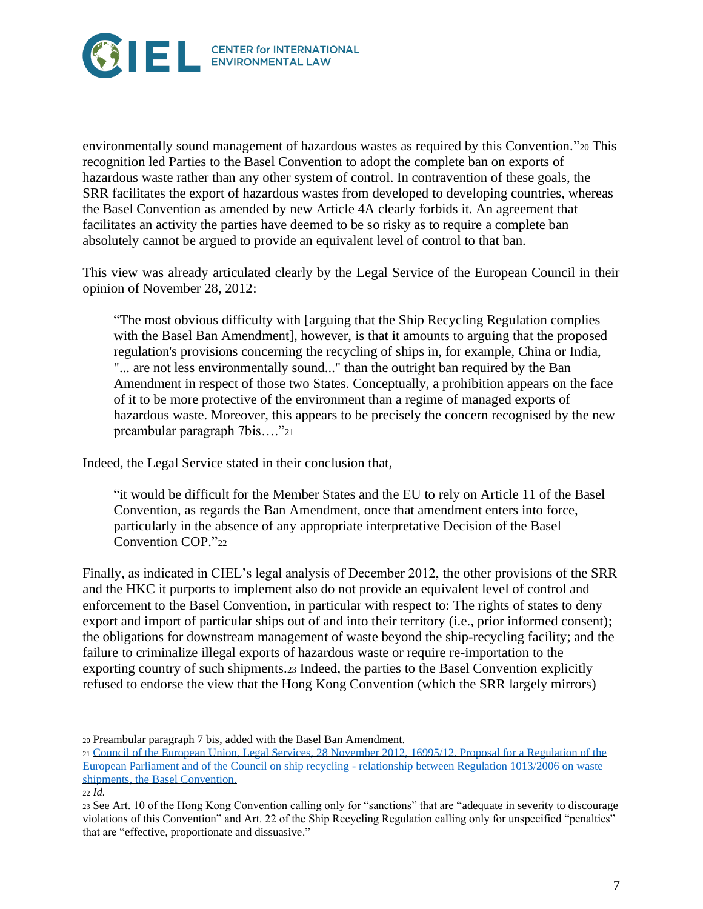environmentally sound management of hazardous wastes as required by this Convention."[20] This recognition led Parties to the Basel Convention to adopt the complete ban on exports of hazardous waste rather than any other system of control. In contravention of these goals, the SRR facilitates the export of hazardous wastes from developed to developing countries, whereas the Basel Convention as amended by new Article 4A clearly forbids it. An agreement that facilitates an activity the parties have deemed to be so risky as to require a complete ban absolutely cannot be argued to provide an equivalent level of control to that ban.

This view was already articulated clearly by the Legal Service of the European Council in their opinion of November 28, 2012:

> "The most obvious difficulty with [arguing that the Ship Recycling Regulation complies with the Basel Ban Amendment], however, is that it amounts to arguing that the proposed regulation's provisions concerning the recycling of ships in, for example, China or India, "... are not less environmentally sound..." than the outright ban required by the Ban Amendment in respect of those two States. Conceptually, a prohibition appears on the face of it to be more protective of the environment than a regime of managed exports of hazardous waste. Moreover, this appears to be precisely the concern recognised by the new preambular paragraph 7bis…."[21]

Indeed, the Legal Service stated in their conclusion that,

> "it would be difficult for the Member States and the EU to rely on Article 11 of the Basel Convention, as regards the Ban Amendment, once that amendment enters into force, particularly in the absence of any appropriate interpretative Decision of the Basel Convention COP."[22]

Finally, as indicated in CIEL's legal analysis of December 2012, the other provisions of the SRR and the HKC it purports to implement also do not provide an equivalent level of control and enforcement to the Basel Convention, in particular with respect to: The rights of states to deny export and import of particular ships out of and into their territory (i.e., prior informed consent); the obligations for downstream management of waste beyond the ship-recycling facility; and the failure to criminalize illegal exports of hazardous waste or require re-importation to the exporting country of such shipments.[23] Indeed, the parties to the Basel Convention explicitly refused to endorse the view that the Hong Kong Convention (which the SRR largely mirrors)

---

[20] Preambular paragraph 7 bis, added with the Basel Ban Amendment.

[21] Council of the European Union, Legal Services, 28 November 2012, 16995/12. Proposal for a Regulation of the European Parliament and of the Council on ship recycling - relationship between Regulation 1013/2006 on waste shipments, the Basel Convention.

[22] *Id.*

[23] See Art. 10 of the Hong Kong Convention calling only for "sanctions" that are "adequate in severity to discourage violations of this Convention" and Art. 22 of the Ship Recycling Regulation calling only for unspecified "penalties" that are "effective, proportionate and dissuasive."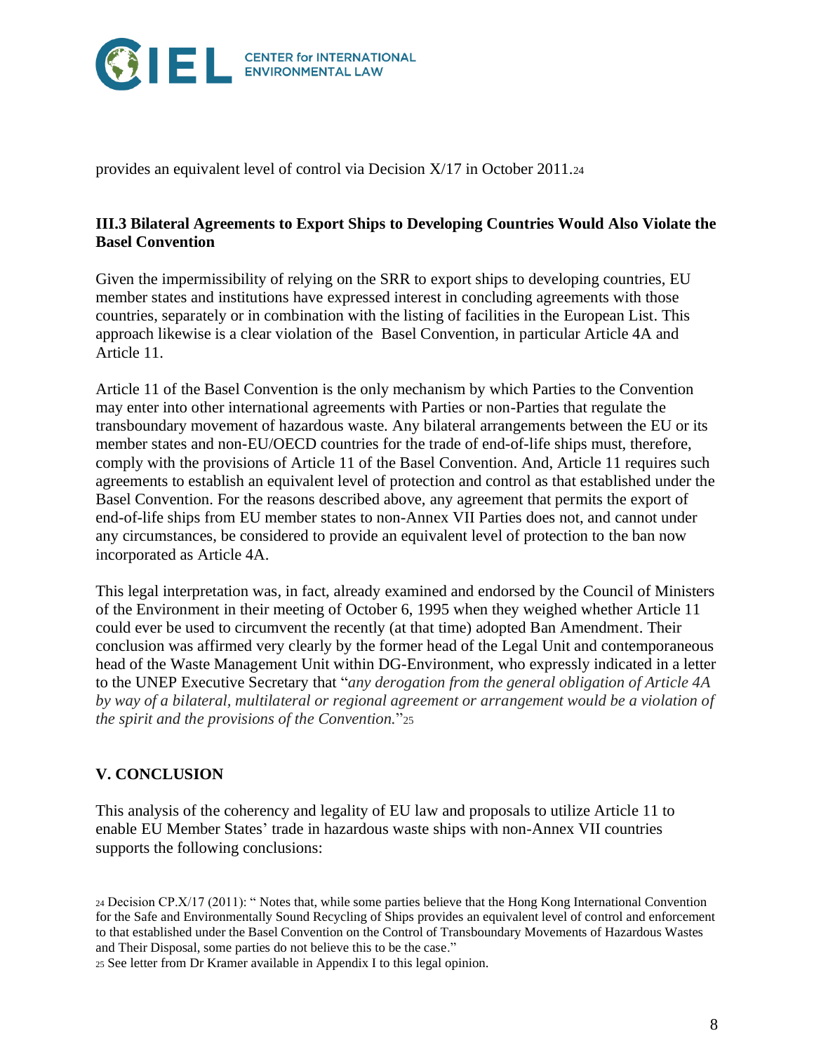provides an equivalent level of control via Decision X/17 in October 2011.[24]

### III.3 Bilateral Agreements to Export Ships to Developing Countries Would Also Violate the Basel Convention

Given the impermissibility of relying on the SRR to export ships to developing countries, EU member states and institutions have expressed interest in concluding agreements with those countries, separately or in combination with the listing of facilities in the European List. This approach likewise is a clear violation of the Basel Convention, in particular Article 4A and Article 11.

Article 11 of the Basel Convention is the only mechanism by which Parties to the Convention may enter into other international agreements with Parties or non-Parties that regulate the transboundary movement of hazardous waste. Any bilateral arrangements between the EU or its member states and non-EU/OECD countries for the trade of end-of-life ships must, therefore, comply with the provisions of Article 11 of the Basel Convention. And, Article 11 requires such agreements to establish an equivalent level of protection and control as that established under the Basel Convention. For the reasons described above, any agreement that permits the export of end-of-life ships from EU member states to non-Annex VII Parties does not, and cannot under any circumstances, be considered to provide an equivalent level of protection to the ban now incorporated as Article 4A.

This legal interpretation was, in fact, already examined and endorsed by the Council of Ministers of the Environment in their meeting of October 6, 1995 when they weighed whether Article 11 could ever be used to circumvent the recently (at that time) adopted Ban Amendment. Their conclusion was affirmed very clearly by the former head of the Legal Unit and contemporaneous head of the Waste Management Unit within DG-Environment, who expressly indicated in a letter to the UNEP Executive Secretary that "*any derogation from the general obligation of Article 4A by way of a bilateral, multilateral or regional agreement or arrangement would be a violation of the spirit and the provisions of the Convention.*"[25]

## V. CONCLUSION

This analysis of the coherency and legality of EU law and proposals to utilize Article 11 to enable EU Member States' trade in hazardous waste ships with non-Annex VII countries supports the following conclusions:

[24] Decision CP.X/17 (2011): " Notes that, while some parties believe that the Hong Kong International Convention for the Safe and Environmentally Sound Recycling of Ships provides an equivalent level of control and enforcement to that established under the Basel Convention on the Control of Transboundary Movements of Hazardous Wastes and Their Disposal, some parties do not believe this to be the case."

[25] See letter from Dr Kramer available in Appendix I to this legal opinion.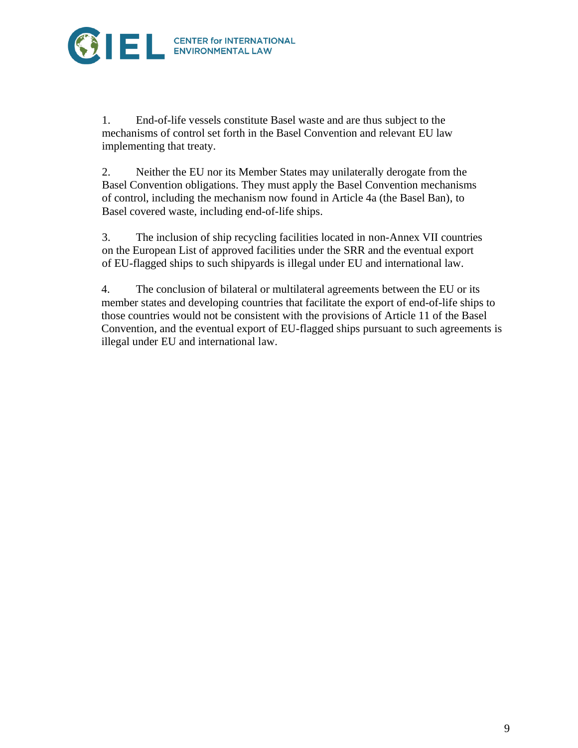1. End-of-life vessels constitute Basel waste and are thus subject to the mechanisms of control set forth in the Basel Convention and relevant EU law implementing that treaty.

2. Neither the EU nor its Member States may unilaterally derogate from the Basel Convention obligations. They must apply the Basel Convention mechanisms of control, including the mechanism now found in Article 4a (the Basel Ban), to Basel covered waste, including end-of-life ships.

3. The inclusion of ship recycling facilities located in non-Annex VII countries on the European List of approved facilities under the SRR and the eventual export of EU-flagged ships to such shipyards is illegal under EU and international law.

4. The conclusion of bilateral or multilateral agreements between the EU or its member states and developing countries that facilitate the export of end-of-life ships to those countries would not be consistent with the provisions of Article 11 of the Basel Convention, and the eventual export of EU-flagged ships pursuant to such agreements is illegal under EU and international law.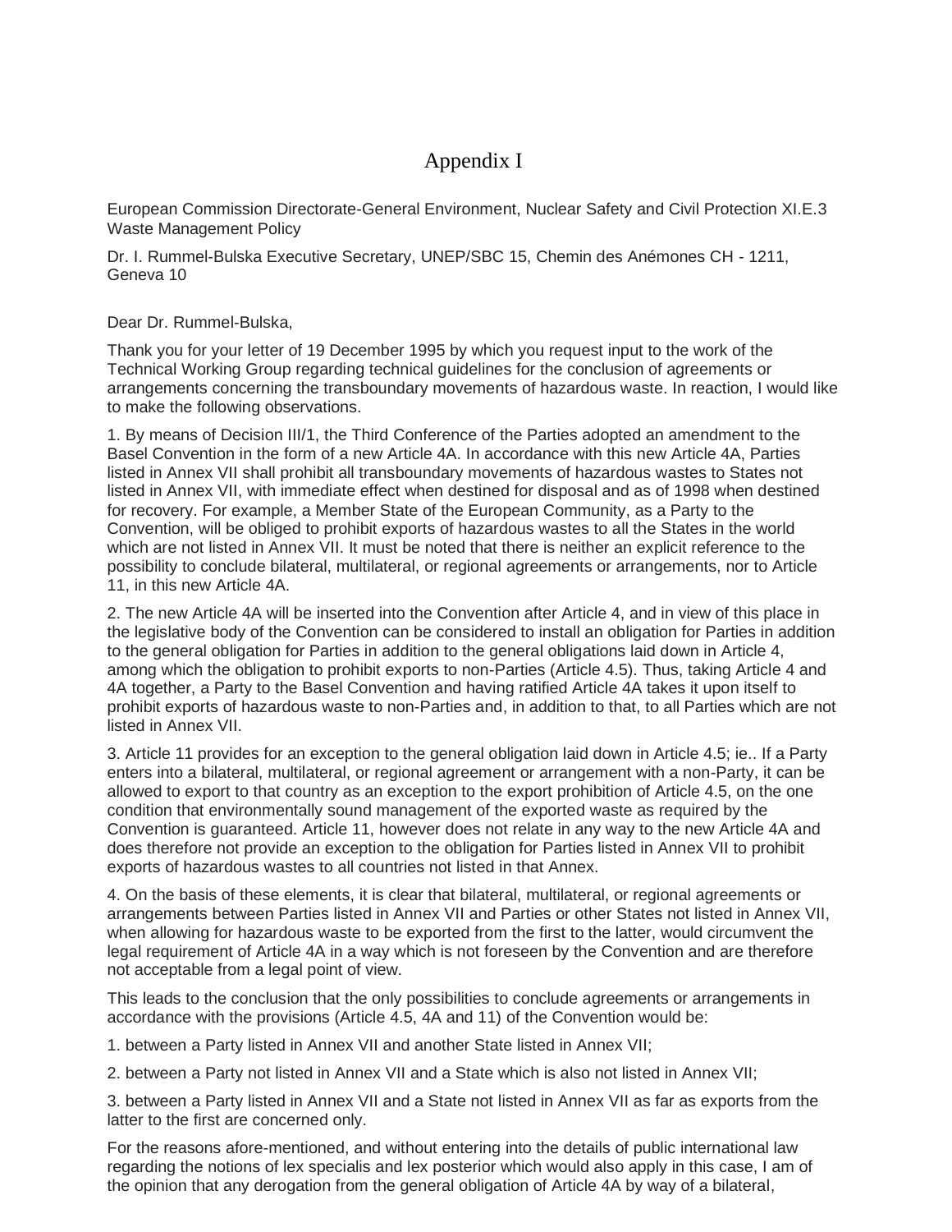# Appendix I

European Commission Directorate-General Environment, Nuclear Safety and Civil Protection XI.E.3 Waste Management Policy

Dr. I. Rummel-Bulska Executive Secretary, UNEP/SBC 15, Chemin des Anémones CH - 1211, Geneva 10

Dear Dr. Rummel-Bulska,

Thank you for your letter of 19 December 1995 by which you request input to the work of the Technical Working Group regarding technical guidelines for the conclusion of agreements or arrangements concerning the transboundary movements of hazardous waste. In reaction, I would like to make the following observations.

1. By means of Decision III/1, the Third Conference of the Parties adopted an amendment to the Basel Convention in the form of a new Article 4A. In accordance with this new Article 4A, Parties listed in Annex VII shall prohibit all transboundary movements of hazardous wastes to States not listed in Annex VII, with immediate effect when destined for disposal and as of 1998 when destined for recovery. For example, a Member State of the European Community, as a Party to the Convention, will be obliged to prohibit exports of hazardous wastes to all the States in the world which are not listed in Annex VII. It must be noted that there is neither an explicit reference to the possibility to conclude bilateral, multilateral, or regional agreements or arrangements, nor to Article 11, in this new Article 4A.

2. The new Article 4A will be inserted into the Convention after Article 4, and in view of this place in the legislative body of the Convention can be considered to install an obligation for Parties in addition to the general obligation for Parties in addition to the general obligations laid down in Article 4, among which the obligation to prohibit exports to non-Parties (Article 4.5). Thus, taking Article 4 and 4A together, a Party to the Basel Convention and having ratified Article 4A takes it upon itself to prohibit exports of hazardous waste to non-Parties and, in addition to that, to all Parties which are not listed in Annex VII.

3. Article 11 provides for an exception to the general obligation laid down in Article 4.5; ie.. If a Party enters into a bilateral, multilateral, or regional agreement or arrangement with a non-Party, it can be allowed to export to that country as an exception to the export prohibition of Article 4.5, on the one condition that environmentally sound management of the exported waste as required by the Convention is guaranteed. Article 11, however does not relate in any way to the new Article 4A and does therefore not provide an exception to the obligation for Parties listed in Annex VII to prohibit exports of hazardous wastes to all countries not listed in that Annex.

4. On the basis of these elements, it is clear that bilateral, multilateral, or regional agreements or arrangements between Parties listed in Annex VII and Parties or other States not listed in Annex VII, when allowing for hazardous waste to be exported from the first to the latter, would circumvent the legal requirement of Article 4A in a way which is not foreseen by the Convention and are therefore not acceptable from a legal point of view.

This leads to the conclusion that the only possibilities to conclude agreements or arrangements in accordance with the provisions (Article 4.5, 4A and 11) of the Convention would be:

1. between a Party listed in Annex VII and another State listed in Annex VII;

2. between a Party not listed in Annex VII and a State which is also not listed in Annex VII;

3. between a Party listed in Annex VII and a State not listed in Annex VII as far as exports from the latter to the first are concerned only.

For the reasons afore-mentioned, and without entering into the details of public international law regarding the notions of lex specialis and lex posterior which would also apply in this case, I am of the opinion that any derogation from the general obligation of Article 4A by way of a bilateral,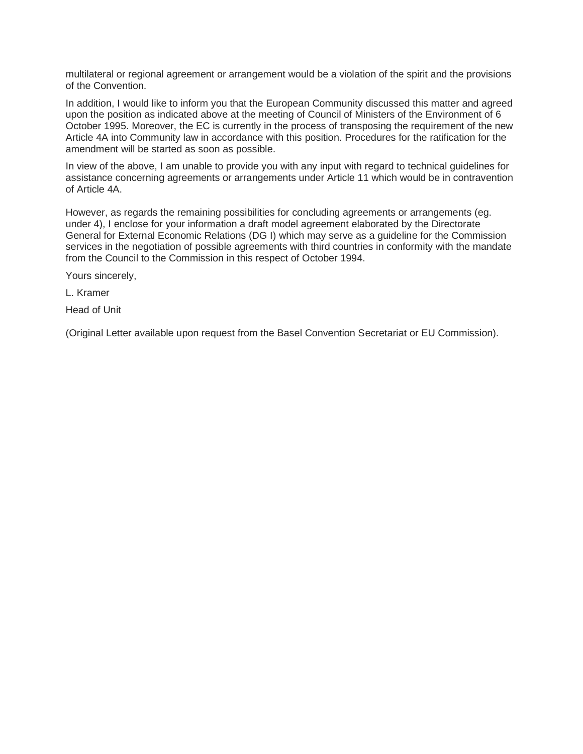multilateral or regional agreement or arrangement would be a violation of the spirit and the provisions of the Convention.

In addition, I would like to inform you that the European Community discussed this matter and agreed upon the position as indicated above at the meeting of Council of Ministers of the Environment of 6 October 1995. Moreover, the EC is currently in the process of transposing the requirement of the new Article 4A into Community law in accordance with this position. Procedures for the ratification for the amendment will be started as soon as possible.

In view of the above, I am unable to provide you with any input with regard to technical guidelines for assistance concerning agreements or arrangements under Article 11 which would be in contravention of Article 4A.

However, as regards the remaining possibilities for concluding agreements or arrangements (eg. under 4), I enclose for your information a draft model agreement elaborated by the Directorate General for External Economic Relations (DG I) which may serve as a guideline for the Commission services in the negotiation of possible agreements with third countries in conformity with the mandate from the Council to the Commission in this respect of October 1994.

Yours sincerely,

L. Kramer

Head of Unit

(Original Letter available upon request from the Basel Convention Secretariat or EU Commission).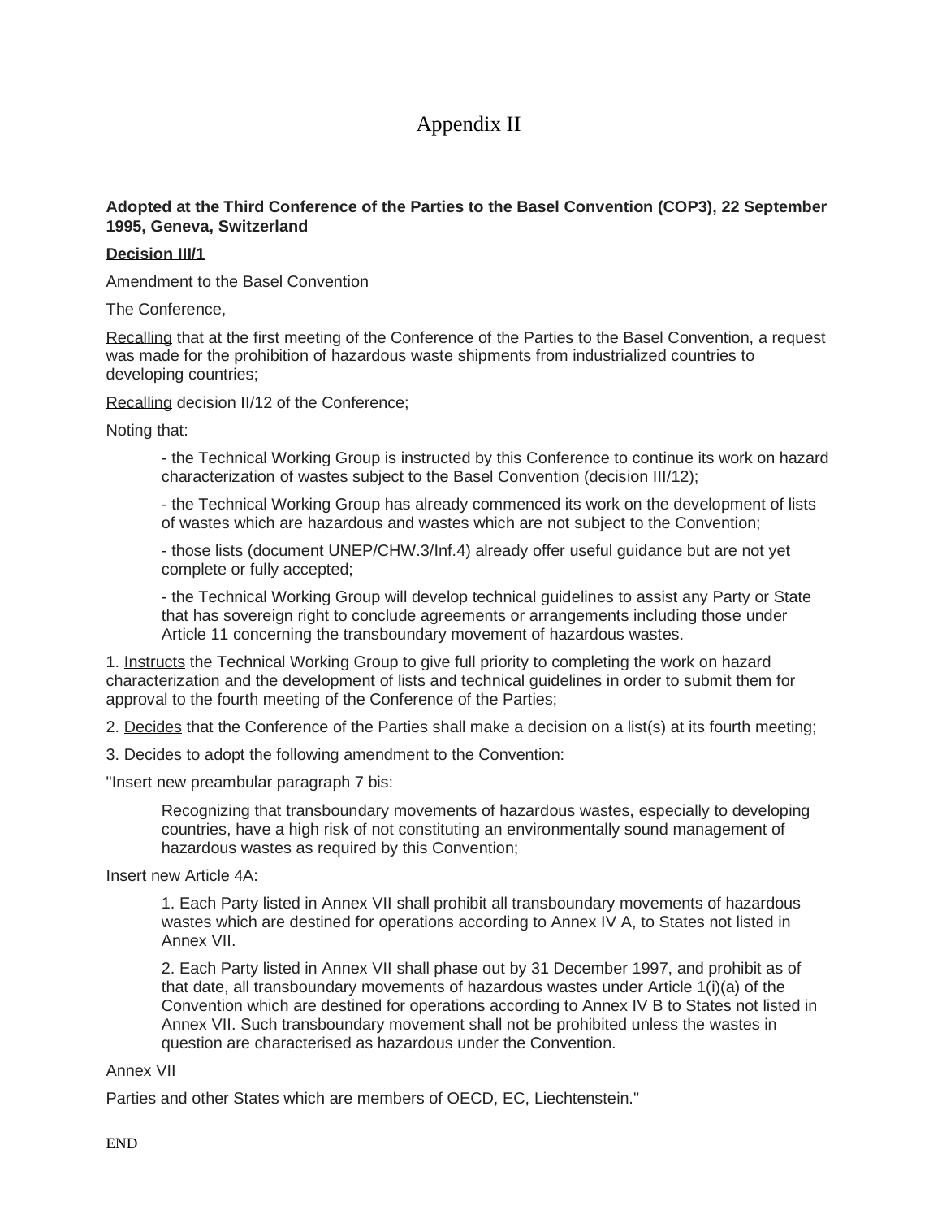# Appendix II

**Adopted at the Third Conference of the Parties to the Basel Convention (COP3), 22 September 1995, Geneva, Switzerland**

**Decision III/1**

Amendment to the Basel Convention

The Conference,

Recalling that at the first meeting of the Conference of the Parties to the Basel Convention, a request was made for the prohibition of hazardous waste shipments from industrialized countries to developing countries;

Recalling decision II/12 of the Conference;

Noting that:

> - the Technical Working Group is instructed by this Conference to continue its work on hazard characterization of wastes subject to the Basel Convention (decision III/12);
>
> - the Technical Working Group has already commenced its work on the development of lists of wastes which are hazardous and wastes which are not subject to the Convention;
>
> - those lists (document UNEP/CHW.3/Inf.4) already offer useful guidance but are not yet complete or fully accepted;
>
> - the Technical Working Group will develop technical guidelines to assist any Party or State that has sovereign right to conclude agreements or arrangements including those under Article 11 concerning the transboundary movement of hazardous wastes.

1. Instructs the Technical Working Group to give full priority to completing the work on hazard characterization and the development of lists and technical guidelines in order to submit them for approval to the fourth meeting of the Conference of the Parties;

2. Decides that the Conference of the Parties shall make a decision on a list(s) at its fourth meeting;

3. Decides to adopt the following amendment to the Convention:

"Insert new preambular paragraph 7 bis:

> Recognizing that transboundary movements of hazardous wastes, especially to developing countries, have a high risk of not constituting an environmentally sound management of hazardous wastes as required by this Convention;

Insert new Article 4A:

> 1. Each Party listed in Annex VII shall prohibit all transboundary movements of hazardous wastes which are destined for operations according to Annex IV A, to States not listed in Annex VII.
>
> 2. Each Party listed in Annex VII shall phase out by 31 December 1997, and prohibit as of that date, all transboundary movements of hazardous wastes under Article 1(i)(a) of the Convention which are destined for operations according to Annex IV B to States not listed in Annex VII. Such transboundary movement shall not be prohibited unless the wastes in question are characterised as hazardous under the Convention.

Annex VII

Parties and other States which are members of OECD, EC, Liechtenstein."

END